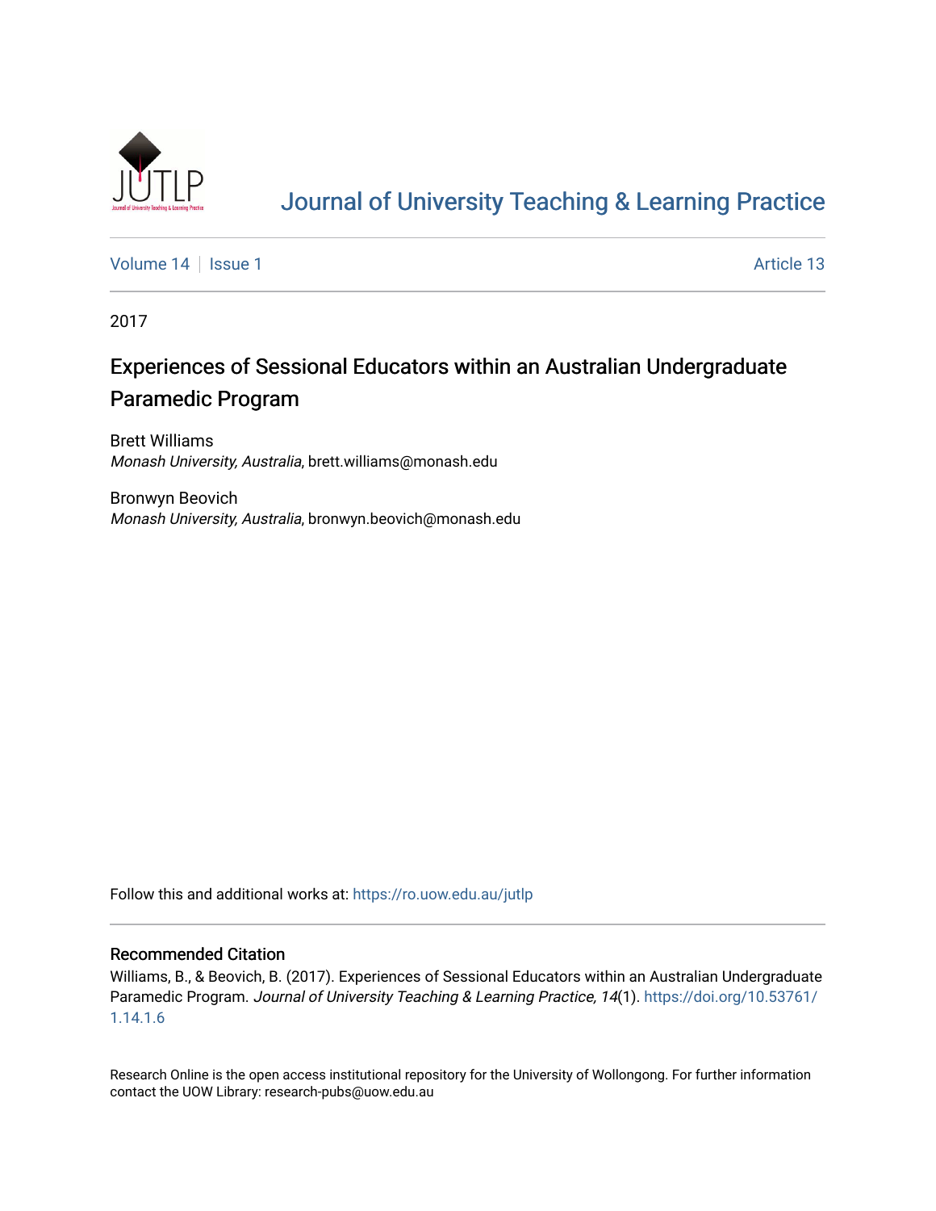# Journal of University Teaching & Learning Practice

Volume 14 | Issue 1 Article 13

2017

## Experiences of Sessional Educators within an Australian Undergraduate Paramedic Program

Brett Williams
*Monash University, Australia*, brett.williams@monash.edu

Bronwyn Beovich
*Monash University, Australia*, bronwyn.beovich@monash.edu

Follow this and additional works at: https://ro.uow.edu.au/jutlp

### Recommended Citation

Williams, B., & Beovich, B. (2017). Experiences of Sessional Educators within an Australian Undergraduate Paramedic Program. *Journal of University Teaching & Learning Practice, 14*(1). https://doi.org/10.53761/1.14.1.6

Research Online is the open access institutional repository for the University of Wollongong. For further information contact the UOW Library: research-pubs@uow.edu.au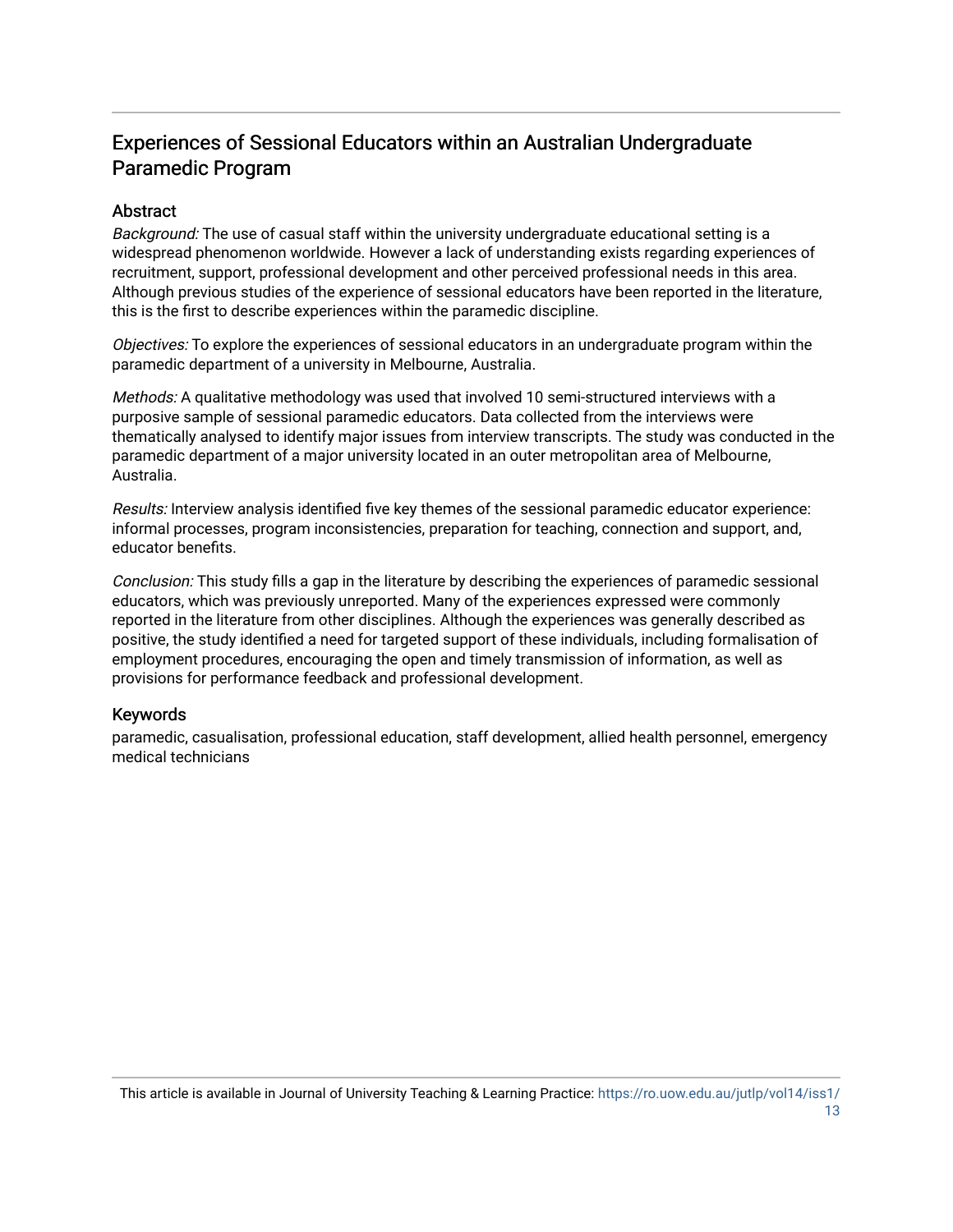# Experiences of Sessional Educators within an Australian Undergraduate Paramedic Program

## Abstract

*Background:* The use of casual staff within the university undergraduate educational setting is a widespread phenomenon worldwide. However a lack of understanding exists regarding experiences of recruitment, support, professional development and other perceived professional needs in this area. Although previous studies of the experience of sessional educators have been reported in the literature, this is the first to describe experiences within the paramedic discipline.

*Objectives:* To explore the experiences of sessional educators in an undergraduate program within the paramedic department of a university in Melbourne, Australia.

*Methods:* A qualitative methodology was used that involved 10 semi-structured interviews with a purposive sample of sessional paramedic educators. Data collected from the interviews were thematically analysed to identify major issues from interview transcripts. The study was conducted in the paramedic department of a major university located in an outer metropolitan area of Melbourne, Australia.

*Results:* Interview analysis identified five key themes of the sessional paramedic educator experience: informal processes, program inconsistencies, preparation for teaching, connection and support, and, educator benefits.

*Conclusion:* This study fills a gap in the literature by describing the experiences of paramedic sessional educators, which was previously unreported. Many of the experiences expressed were commonly reported in the literature from other disciplines. Although the experiences was generally described as positive, the study identified a need for targeted support of these individuals, including formalisation of employment procedures, encouraging the open and timely transmission of information, as well as provisions for performance feedback and professional development.

## Keywords

paramedic, casualisation, professional education, staff development, allied health personnel, emergency medical technicians

This article is available in Journal of University Teaching & Learning Practice: https://ro.uow.edu.au/jutlp/vol14/iss1/13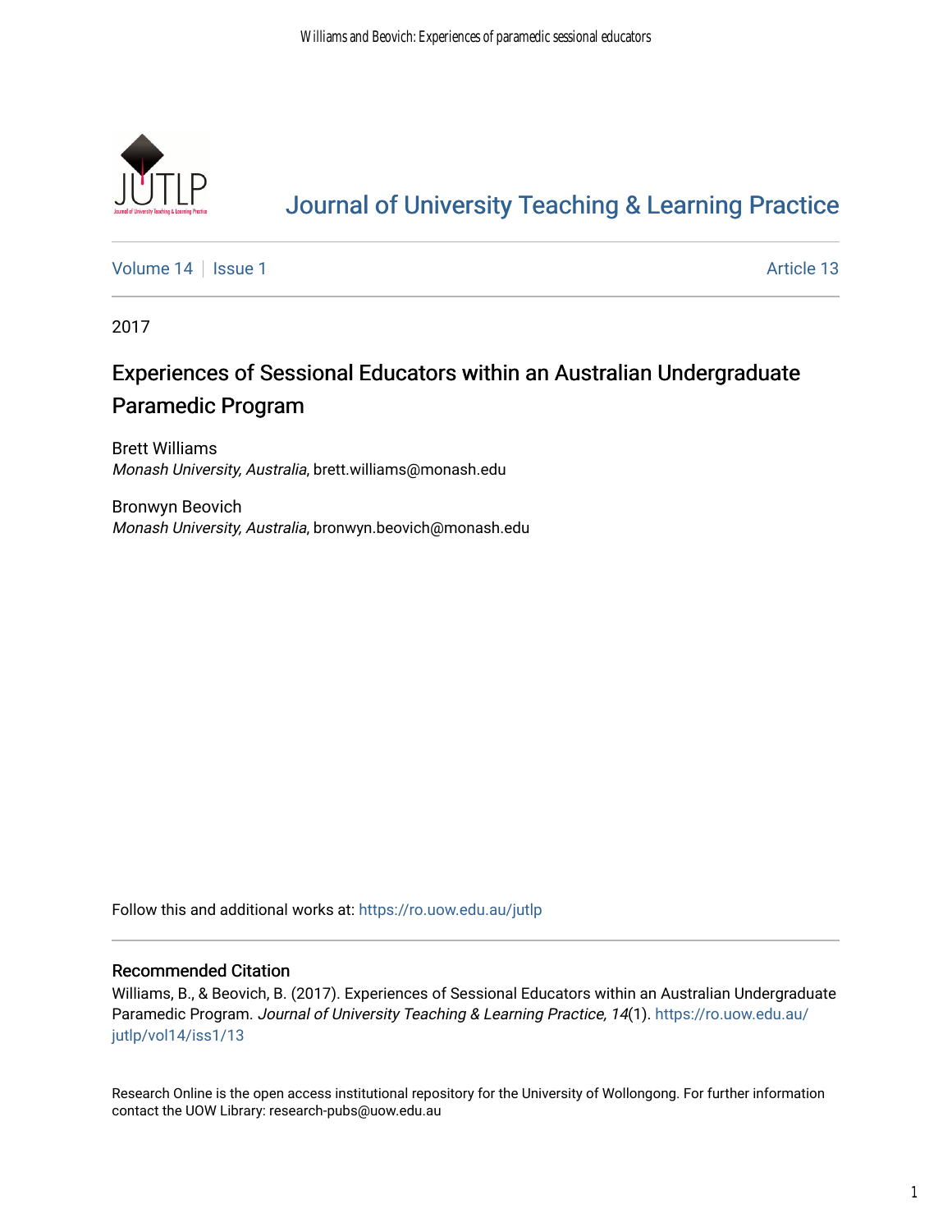Journal of University Teaching & Learning Practice

Volume 14 | Issue 1 | Article 13

2017

# Experiences of Sessional Educators within an Australian Undergraduate Paramedic Program

Brett Williams
*Monash University, Australia*, brett.williams@monash.edu

Bronwyn Beovich
*Monash University, Australia*, bronwyn.beovich@monash.edu

Follow this and additional works at: https://ro.uow.edu.au/jutlp

## Recommended Citation

Williams, B., & Beovich, B. (2017). Experiences of Sessional Educators within an Australian Undergraduate Paramedic Program. *Journal of University Teaching & Learning Practice, 14*(1). https://ro.uow.edu.au/jutlp/vol14/iss1/13

Research Online is the open access institutional repository for the University of Wollongong. For further information contact the UOW Library: research-pubs@uow.edu.au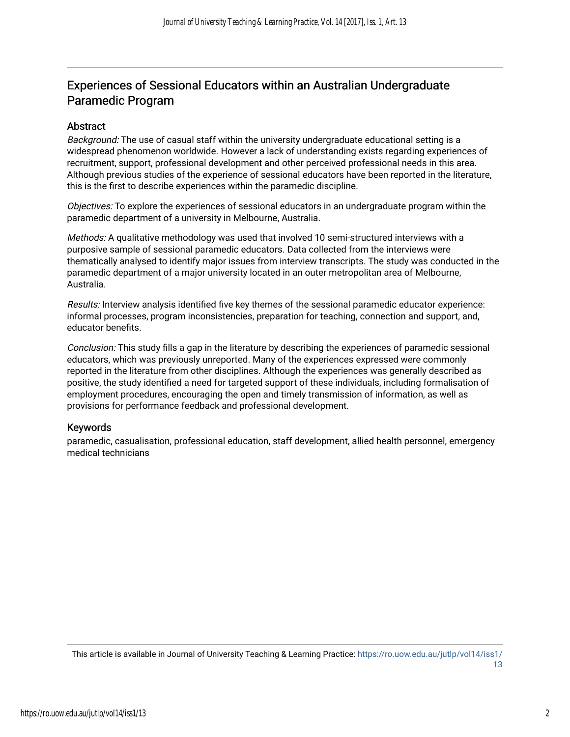# Experiences of Sessional Educators within an Australian Undergraduate Paramedic Program

## Abstract

*Background:* The use of casual staff within the university undergraduate educational setting is a widespread phenomenon worldwide. However a lack of understanding exists regarding experiences of recruitment, support, professional development and other perceived professional needs in this area. Although previous studies of the experience of sessional educators have been reported in the literature, this is the first to describe experiences within the paramedic discipline.

*Objectives:* To explore the experiences of sessional educators in an undergraduate program within the paramedic department of a university in Melbourne, Australia.

*Methods:* A qualitative methodology was used that involved 10 semi-structured interviews with a purposive sample of sessional paramedic educators. Data collected from the interviews were thematically analysed to identify major issues from interview transcripts. The study was conducted in the paramedic department of a major university located in an outer metropolitan area of Melbourne, Australia.

*Results:* Interview analysis identified five key themes of the sessional paramedic educator experience: informal processes, program inconsistencies, preparation for teaching, connection and support, and, educator benefits.

*Conclusion:* This study fills a gap in the literature by describing the experiences of paramedic sessional educators, which was previously unreported. Many of the experiences expressed were commonly reported in the literature from other disciplines. Although the experiences was generally described as positive, the study identified a need for targeted support of these individuals, including formalisation of employment procedures, encouraging the open and timely transmission of information, as well as provisions for performance feedback and professional development.

## Keywords

paramedic, casualisation, professional education, staff development, allied health personnel, emergency medical technicians

This article is available in Journal of University Teaching & Learning Practice: https://ro.uow.edu.au/jutlp/vol14/iss1/13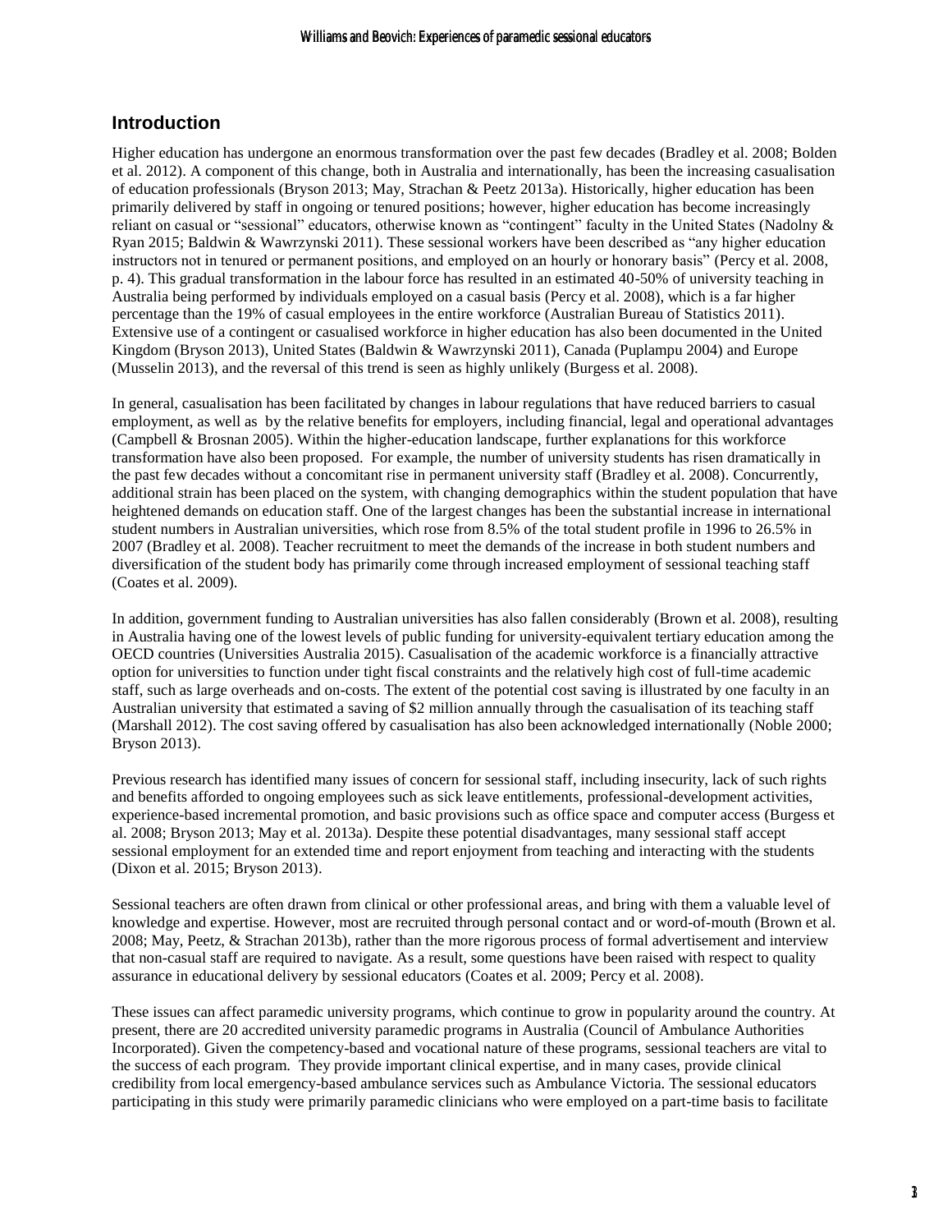## Introduction

Higher education has undergone an enormous transformation over the past few decades (Bradley et al. 2008; Bolden et al. 2012). A component of this change, both in Australia and internationally, has been the increasing casualisation of education professionals (Bryson 2013; May, Strachan & Peetz 2013a). Historically, higher education has been primarily delivered by staff in ongoing or tenured positions; however, higher education has become increasingly reliant on casual or "sessional" educators, otherwise known as "contingent" faculty in the United States (Nadolny & Ryan 2015; Baldwin & Wawrzynski 2011). These sessional workers have been described as "any higher education instructors not in tenured or permanent positions, and employed on an hourly or honorary basis" (Percy et al. 2008, p. 4). This gradual transformation in the labour force has resulted in an estimated 40-50% of university teaching in Australia being performed by individuals employed on a casual basis (Percy et al. 2008), which is a far higher percentage than the 19% of casual employees in the entire workforce (Australian Bureau of Statistics 2011). Extensive use of a contingent or casualised workforce in higher education has also been documented in the United Kingdom (Bryson 2013), United States (Baldwin & Wawrzynski 2011), Canada (Puplampu 2004) and Europe (Musselin 2013), and the reversal of this trend is seen as highly unlikely (Burgess et al. 2008).

In general, casualisation has been facilitated by changes in labour regulations that have reduced barriers to casual employment, as well as by the relative benefits for employers, including financial, legal and operational advantages (Campbell & Brosnan 2005). Within the higher-education landscape, further explanations for this workforce transformation have also been proposed. For example, the number of university students has risen dramatically in the past few decades without a concomitant rise in permanent university staff (Bradley et al. 2008). Concurrently, additional strain has been placed on the system, with changing demographics within the student population that have heightened demands on education staff. One of the largest changes has been the substantial increase in international student numbers in Australian universities, which rose from 8.5% of the total student profile in 1996 to 26.5% in 2007 (Bradley et al. 2008). Teacher recruitment to meet the demands of the increase in both student numbers and diversification of the student body has primarily come through increased employment of sessional teaching staff (Coates et al. 2009).

In addition, government funding to Australian universities has also fallen considerably (Brown et al. 2008), resulting in Australia having one of the lowest levels of public funding for university-equivalent tertiary education among the OECD countries (Universities Australia 2015). Casualisation of the academic workforce is a financially attractive option for universities to function under tight fiscal constraints and the relatively high cost of full-time academic staff, such as large overheads and on-costs. The extent of the potential cost saving is illustrated by one faculty in an Australian university that estimated a saving of $2 million annually through the casualisation of its teaching staff (Marshall 2012). The cost saving offered by casualisation has also been acknowledged internationally (Noble 2000; Bryson 2013).

Previous research has identified many issues of concern for sessional staff, including insecurity, lack of such rights and benefits afforded to ongoing employees such as sick leave entitlements, professional-development activities, experience-based incremental promotion, and basic provisions such as office space and computer access (Burgess et al. 2008; Bryson 2013; May et al. 2013a). Despite these potential disadvantages, many sessional staff accept sessional employment for an extended time and report enjoyment from teaching and interacting with the students (Dixon et al. 2015; Bryson 2013).

Sessional teachers are often drawn from clinical or other professional areas, and bring with them a valuable level of knowledge and expertise. However, most are recruited through personal contact and or word-of-mouth (Brown et al. 2008; May, Peetz, & Strachan 2013b), rather than the more rigorous process of formal advertisement and interview that non-casual staff are required to navigate. As a result, some questions have been raised with respect to quality assurance in educational delivery by sessional educators (Coates et al. 2009; Percy et al. 2008).

These issues can affect paramedic university programs, which continue to grow in popularity around the country. At present, there are 20 accredited university paramedic programs in Australia (Council of Ambulance Authorities Incorporated). Given the competency-based and vocational nature of these programs, sessional teachers are vital to the success of each program. They provide important clinical expertise, and in many cases, provide clinical credibility from local emergency-based ambulance services such as Ambulance Victoria. The sessional educators participating in this study were primarily paramedic clinicians who were employed on a part-time basis to facilitate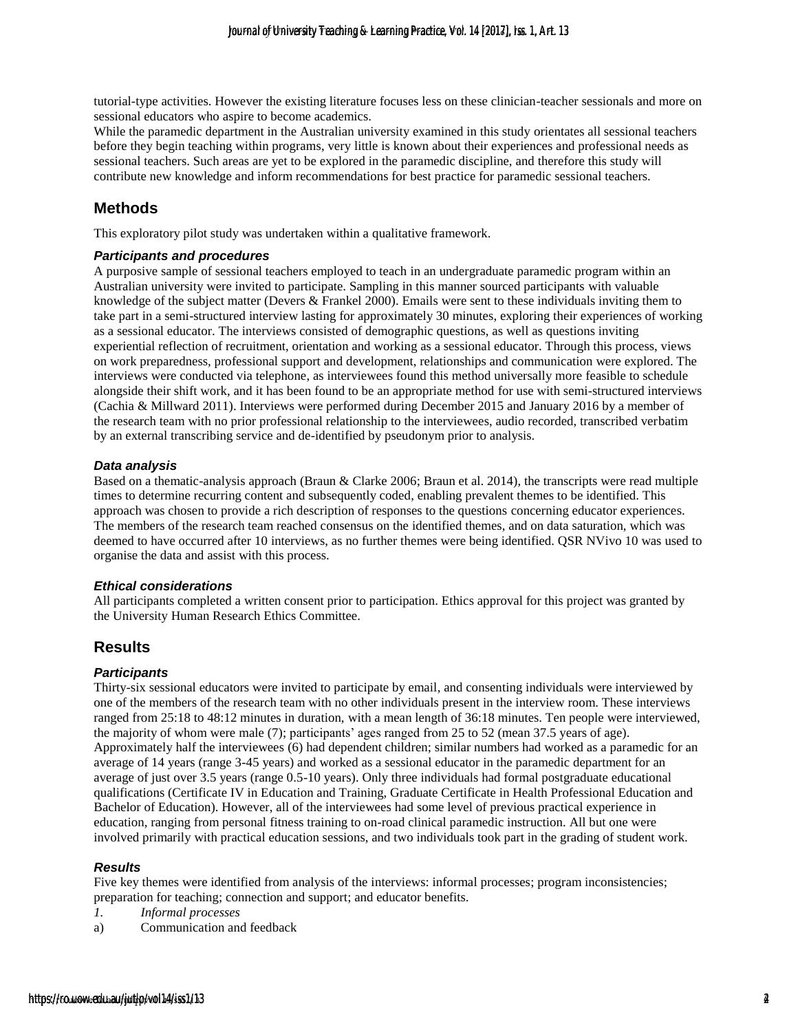tutorial-type activities. However the existing literature focuses less on these clinician-teacher sessionals and more on sessional educators who aspire to become academics.

While the paramedic department in the Australian university examined in this study orientates all sessional teachers before they begin teaching within programs, very little is known about their experiences and professional needs as sessional teachers. Such areas are yet to be explored in the paramedic discipline, and therefore this study will contribute new knowledge and inform recommendations for best practice for paramedic sessional teachers.

## Methods

This exploratory pilot study was undertaken within a qualitative framework.

### *Participants and procedures*

A purposive sample of sessional teachers employed to teach in an undergraduate paramedic program within an Australian university were invited to participate. Sampling in this manner sourced participants with valuable knowledge of the subject matter (Devers & Frankel 2000). Emails were sent to these individuals inviting them to take part in a semi-structured interview lasting for approximately 30 minutes, exploring their experiences of working as a sessional educator. The interviews consisted of demographic questions, as well as questions inviting experiential reflection of recruitment, orientation and working as a sessional educator. Through this process, views on work preparedness, professional support and development, relationships and communication were explored. The interviews were conducted via telephone, as interviewees found this method universally more feasible to schedule alongside their shift work, and it has been found to be an appropriate method for use with semi-structured interviews (Cachia & Millward 2011). Interviews were performed during December 2015 and January 2016 by a member of the research team with no prior professional relationship to the interviewees, audio recorded, transcribed verbatim by an external transcribing service and de-identified by pseudonym prior to analysis.

### *Data analysis*

Based on a thematic-analysis approach (Braun & Clarke 2006; Braun et al. 2014), the transcripts were read multiple times to determine recurring content and subsequently coded, enabling prevalent themes to be identified. This approach was chosen to provide a rich description of responses to the questions concerning educator experiences. The members of the research team reached consensus on the identified themes, and on data saturation, which was deemed to have occurred after 10 interviews, as no further themes were being identified. QSR NVivo 10 was used to organise the data and assist with this process.

### *Ethical considerations*

All participants completed a written consent prior to participation. Ethics approval for this project was granted by the University Human Research Ethics Committee.

## Results

### *Participants*

Thirty-six sessional educators were invited to participate by email, and consenting individuals were interviewed by one of the members of the research team with no other individuals present in the interview room. These interviews ranged from 25:18 to 48:12 minutes in duration, with a mean length of 36:18 minutes. Ten people were interviewed, the majority of whom were male (7); participants' ages ranged from 25 to 52 (mean 37.5 years of age). Approximately half the interviewees (6) had dependent children; similar numbers had worked as a paramedic for an average of 14 years (range 3-45 years) and worked as a sessional educator in the paramedic department for an average of just over 3.5 years (range 0.5-10 years). Only three individuals had formal postgraduate educational qualifications (Certificate IV in Education and Training, Graduate Certificate in Health Professional Education and Bachelor of Education). However, all of the interviewees had some level of previous practical experience in education, ranging from personal fitness training to on-road clinical paramedic instruction. All but one were involved primarily with practical education sessions, and two individuals took part in the grading of student work.

### *Results*

Five key themes were identified from analysis of the interviews: informal processes; program inconsistencies; preparation for teaching; connection and support; and educator benefits.

*1. Informal processes*

a) Communication and feedback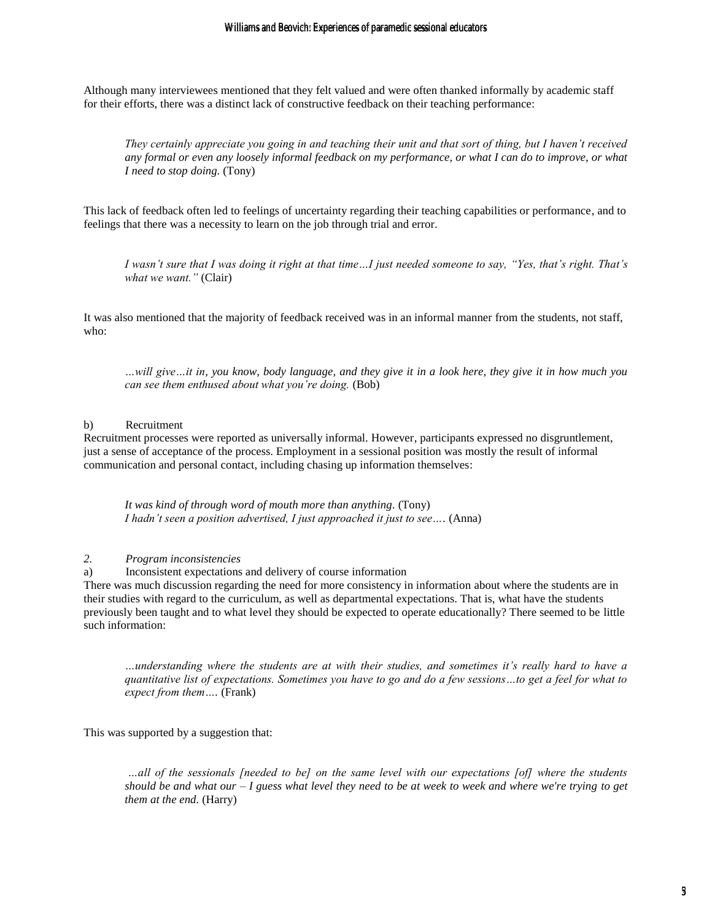Although many interviewees mentioned that they felt valued and were often thanked informally by academic staff for their efforts, there was a distinct lack of constructive feedback on their teaching performance:

> *They certainly appreciate you going in and teaching their unit and that sort of thing, but I haven't received any formal or even any loosely informal feedback on my performance, or what I can do to improve, or what I need to stop doing.* (Tony)

This lack of feedback often led to feelings of uncertainty regarding their teaching capabilities or performance, and to feelings that there was a necessity to learn on the job through trial and error.

> *I wasn't sure that I was doing it right at that time…I just needed someone to say, "Yes, that's right. That's what we want."* (Clair)

It was also mentioned that the majority of feedback received was in an informal manner from the students, not staff, who:

> *…will give…it in, you know, body language, and they give it in a look here, they give it in how much you can see them enthused about what you're doing.* (Bob)

b) Recruitment

Recruitment processes were reported as universally informal. However, participants expressed no disgruntlement, just a sense of acceptance of the process. Employment in a sessional position was mostly the result of informal communication and personal contact, including chasing up information themselves:

> *It was kind of through word of mouth more than anything*. (Tony)
> *I hadn't seen a position advertised, I just approached it just to see….* (Anna)

*2. Program inconsistencies*

a) Inconsistent expectations and delivery of course information

There was much discussion regarding the need for more consistency in information about where the students are in their studies with regard to the curriculum, as well as departmental expectations. That is, what have the students previously been taught and to what level they should be expected to operate educationally? There seemed to be little such information:

> *…understanding where the students are at with their studies, and sometimes it's really hard to have a quantitative list of expectations. Sometimes you have to go and do a few sessions…to get a feel for what to expect from them….* (Frank)

This was supported by a suggestion that:

> *…all of the sessionals [needed to be] on the same level with our expectations [of] where the students should be and what our – I guess what level they need to be at week to week and where we're trying to get them at the end.* (Harry)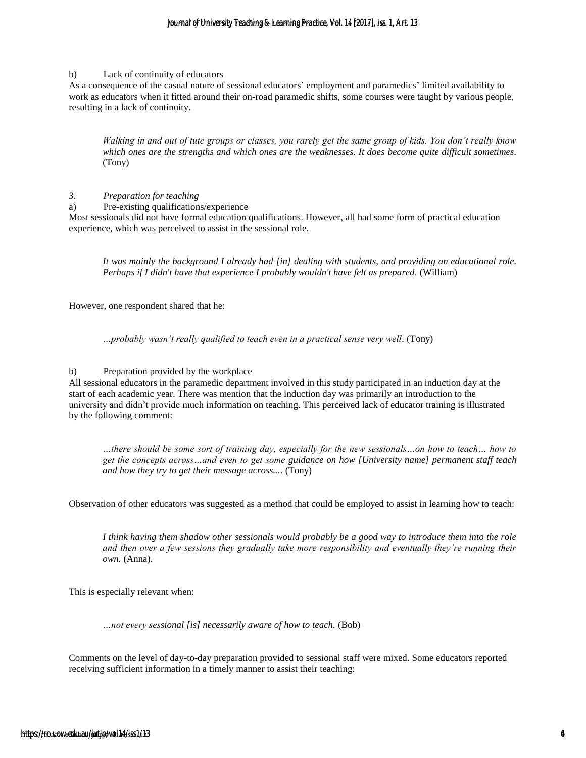b) Lack of continuity of educators

As a consequence of the casual nature of sessional educators' employment and paramedics' limited availability to work as educators when it fitted around their on-road paramedic shifts, some courses were taught by various people, resulting in a lack of continuity.

> *Walking in and out of tute groups or classes, you rarely get the same group of kids. You don't really know which ones are the strengths and which ones are the weaknesses. It does become quite difficult sometimes*. (Tony)

*3. Preparation for teaching*

a) Pre-existing qualifications/experience

Most sessionals did not have formal education qualifications. However, all had some form of practical education experience, which was perceived to assist in the sessional role.

> *It was mainly the background I already had [in] dealing with students, and providing an educational role. Perhaps if I didn't have that experience I probably wouldn't have felt as prepared*. (William)

However, one respondent shared that he:

> *…probably wasn't really qualified to teach even in a practical sense very well*. (Tony)

b) Preparation provided by the workplace

All sessional educators in the paramedic department involved in this study participated in an induction day at the start of each academic year. There was mention that the induction day was primarily an introduction to the university and didn't provide much information on teaching. This perceived lack of educator training is illustrated by the following comment:

> *…there should be some sort of training day, especially for the new sessionals…on how to teach… how to get the concepts across…and even to get some guidance on how [University name] permanent staff teach and how they try to get their message across....* (Tony)

Observation of other educators was suggested as a method that could be employed to assist in learning how to teach:

> *I think having them shadow other sessionals would probably be a good way to introduce them into the role and then over a few sessions they gradually take more responsibility and eventually they're running their own.* (Anna).

This is especially relevant when:

> *…not every sessional [is] necessarily aware of how to teach.* (Bob)

Comments on the level of day-to-day preparation provided to sessional staff were mixed. Some educators reported receiving sufficient information in a timely manner to assist their teaching: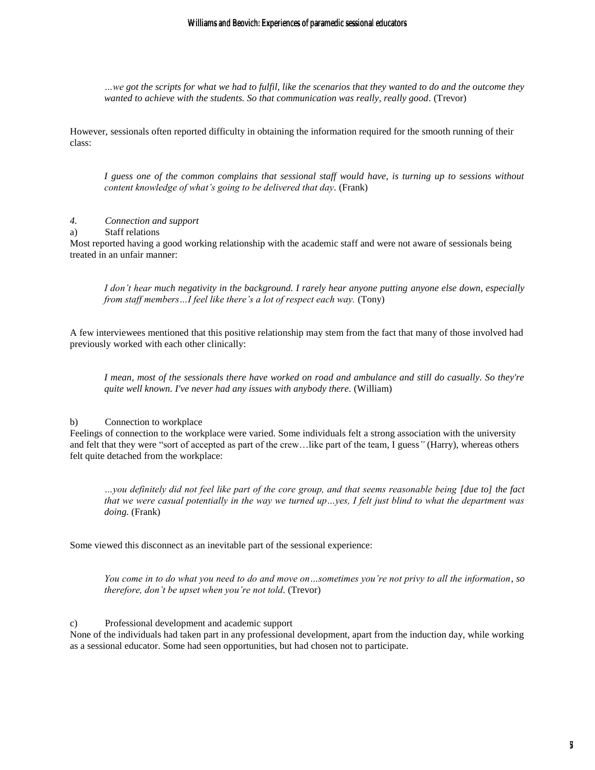> *…we got the scripts for what we had to fulfil, like the scenarios that they wanted to do and the outcome they wanted to achieve with the students. So that communication was really, really good*. (Trevor)

However, sessionals often reported difficulty in obtaining the information required for the smooth running of their class:

> *I guess one of the common complains that sessional staff would have, is turning up to sessions without content knowledge of what's going to be delivered that day*. (Frank)

*4. Connection and support*

a) Staff relations

Most reported having a good working relationship with the academic staff and were not aware of sessionals being treated in an unfair manner:

> *I don't hear much negativity in the background. I rarely hear anyone putting anyone else down, especially from staff members…I feel like there's a lot of respect each way.* (Tony)

A few interviewees mentioned that this positive relationship may stem from the fact that many of those involved had previously worked with each other clinically:

> *I mean, most of the sessionals there have worked on road and ambulance and still do casually. So they're quite well known. I've never had any issues with anybody there*. (William)

b) Connection to workplace

Feelings of connection to the workplace were varied. Some individuals felt a strong association with the university and felt that they were "sort of accepted as part of the crew…like part of the team, I guess*"* (Harry), whereas others felt quite detached from the workplace:

> *…you definitely did not feel like part of the core group, and that seems reasonable being [due to] the fact that we were casual potentially in the way we turned up…yes, I felt just blind to what the department was doing.* (Frank)

Some viewed this disconnect as an inevitable part of the sessional experience:

> *You come in to do what you need to do and move on…sometimes you're not privy to all the information, so therefore, don't be upset when you're not told*. (Trevor)

c) Professional development and academic support

None of the individuals had taken part in any professional development, apart from the induction day, while working as a sessional educator. Some had seen opportunities, but had chosen not to participate.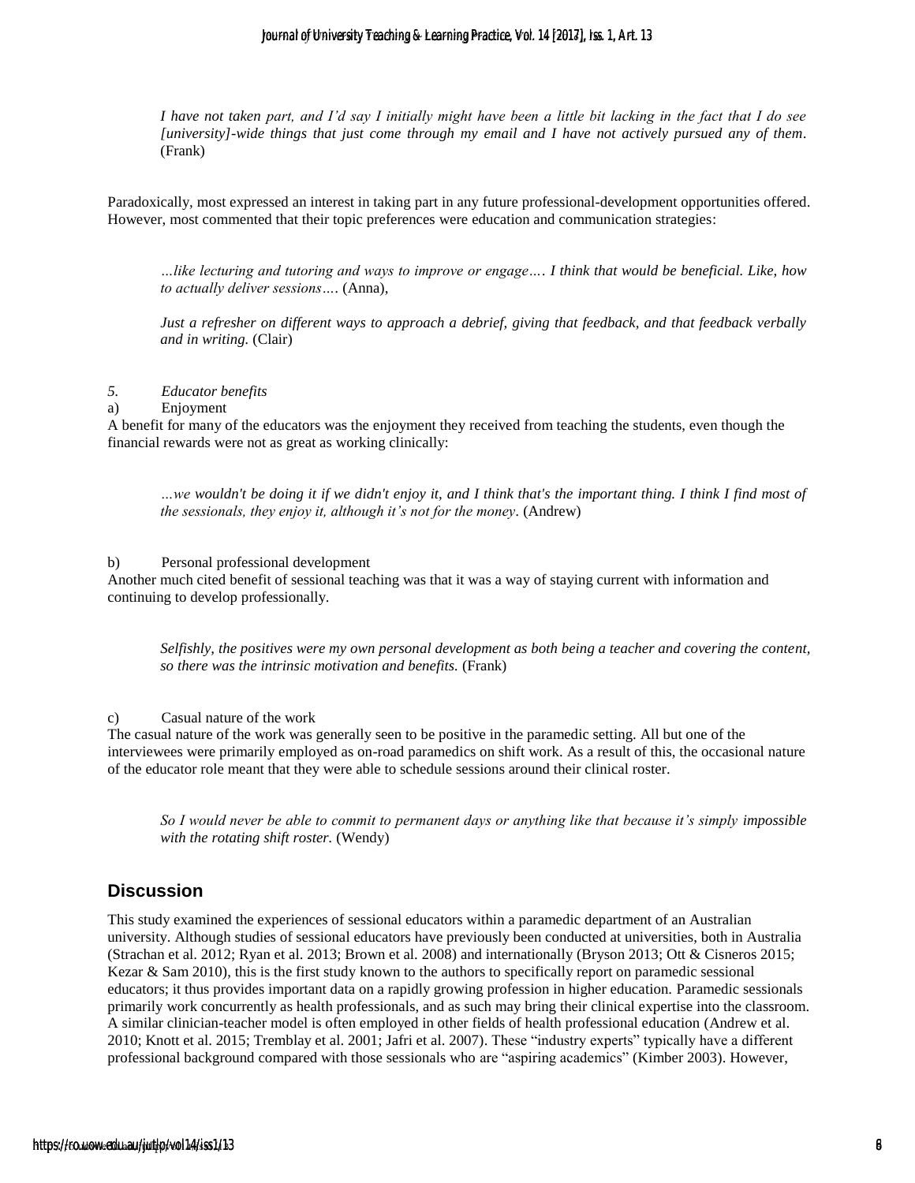*I have not taken part, and I'd say I initially might have been a little bit lacking in the fact that I do see [university]-wide things that just come through my email and I have not actively pursued any of them*. (Frank)

Paradoxically, most expressed an interest in taking part in any future professional-development opportunities offered. However, most commented that their topic preferences were education and communication strategies:

*…like lecturing and tutoring and ways to improve or engage…. I think that would be beneficial. Like, how to actually deliver sessions….* (Anna),

*Just a refresher on different ways to approach a debrief, giving that feedback, and that feedback verbally and in writing.* (Clair)

*5. Educator benefits*

a) Enjoyment

A benefit for many of the educators was the enjoyment they received from teaching the students, even though the financial rewards were not as great as working clinically:

*…we wouldn't be doing it if we didn't enjoy it, and I think that's the important thing. I think I find most of the sessionals, they enjoy it, although it's not for the money*. (Andrew)

b) Personal professional development

Another much cited benefit of sessional teaching was that it was a way of staying current with information and continuing to develop professionally.

*Selfishly, the positives were my own personal development as both being a teacher and covering the content, so there was the intrinsic motivation and benefits.* (Frank)

c) Casual nature of the work

The casual nature of the work was generally seen to be positive in the paramedic setting. All but one of the interviewees were primarily employed as on-road paramedics on shift work. As a result of this, the occasional nature of the educator role meant that they were able to schedule sessions around their clinical roster.

*So I would never be able to commit to permanent days or anything like that because it's simply impossible with the rotating shift roster.* (Wendy)

## Discussion

This study examined the experiences of sessional educators within a paramedic department of an Australian university. Although studies of sessional educators have previously been conducted at universities, both in Australia (Strachan et al. 2012; Ryan et al. 2013; Brown et al. 2008) and internationally (Bryson 2013; Ott & Cisneros 2015; Kezar & Sam 2010), this is the first study known to the authors to specifically report on paramedic sessional educators; it thus provides important data on a rapidly growing profession in higher education. Paramedic sessionals primarily work concurrently as health professionals, and as such may bring their clinical expertise into the classroom. A similar clinician-teacher model is often employed in other fields of health professional education (Andrew et al. 2010; Knott et al. 2015; Tremblay et al. 2001; Jafri et al. 2007). These "industry experts" typically have a different professional background compared with those sessionals who are "aspiring academics" (Kimber 2003). However,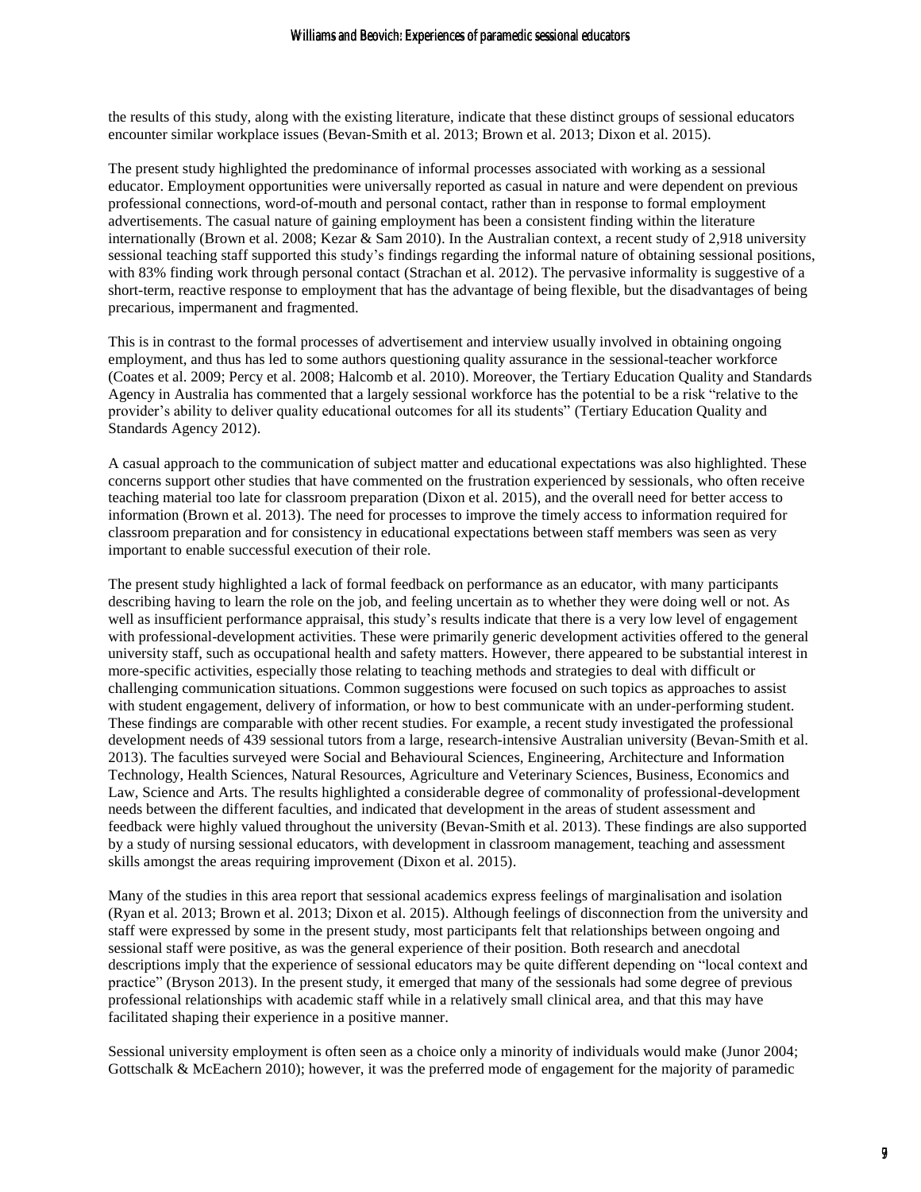the results of this study, along with the existing literature, indicate that these distinct groups of sessional educators encounter similar workplace issues (Bevan-Smith et al. 2013; Brown et al. 2013; Dixon et al. 2015).

The present study highlighted the predominance of informal processes associated with working as a sessional educator. Employment opportunities were universally reported as casual in nature and were dependent on previous professional connections, word-of-mouth and personal contact, rather than in response to formal employment advertisements. The casual nature of gaining employment has been a consistent finding within the literature internationally (Brown et al. 2008; Kezar & Sam 2010). In the Australian context, a recent study of 2,918 university sessional teaching staff supported this study's findings regarding the informal nature of obtaining sessional positions, with 83% finding work through personal contact (Strachan et al. 2012). The pervasive informality is suggestive of a short-term, reactive response to employment that has the advantage of being flexible, but the disadvantages of being precarious, impermanent and fragmented.

This is in contrast to the formal processes of advertisement and interview usually involved in obtaining ongoing employment, and thus has led to some authors questioning quality assurance in the sessional-teacher workforce (Coates et al. 2009; Percy et al. 2008; Halcomb et al. 2010). Moreover, the Tertiary Education Quality and Standards Agency in Australia has commented that a largely sessional workforce has the potential to be a risk "relative to the provider's ability to deliver quality educational outcomes for all its students" (Tertiary Education Quality and Standards Agency 2012).

A casual approach to the communication of subject matter and educational expectations was also highlighted. These concerns support other studies that have commented on the frustration experienced by sessionals, who often receive teaching material too late for classroom preparation (Dixon et al. 2015), and the overall need for better access to information (Brown et al. 2013). The need for processes to improve the timely access to information required for classroom preparation and for consistency in educational expectations between staff members was seen as very important to enable successful execution of their role.

The present study highlighted a lack of formal feedback on performance as an educator, with many participants describing having to learn the role on the job, and feeling uncertain as to whether they were doing well or not. As well as insufficient performance appraisal, this study's results indicate that there is a very low level of engagement with professional-development activities. These were primarily generic development activities offered to the general university staff, such as occupational health and safety matters. However, there appeared to be substantial interest in more-specific activities, especially those relating to teaching methods and strategies to deal with difficult or challenging communication situations. Common suggestions were focused on such topics as approaches to assist with student engagement, delivery of information, or how to best communicate with an under-performing student. These findings are comparable with other recent studies. For example, a recent study investigated the professional development needs of 439 sessional tutors from a large, research-intensive Australian university (Bevan-Smith et al. 2013). The faculties surveyed were Social and Behavioural Sciences, Engineering, Architecture and Information Technology, Health Sciences, Natural Resources, Agriculture and Veterinary Sciences, Business, Economics and Law, Science and Arts. The results highlighted a considerable degree of commonality of professional-development needs between the different faculties, and indicated that development in the areas of student assessment and feedback were highly valued throughout the university (Bevan-Smith et al. 2013). These findings are also supported by a study of nursing sessional educators, with development in classroom management, teaching and assessment skills amongst the areas requiring improvement (Dixon et al. 2015).

Many of the studies in this area report that sessional academics express feelings of marginalisation and isolation (Ryan et al. 2013; Brown et al. 2013; Dixon et al. 2015). Although feelings of disconnection from the university and staff were expressed by some in the present study, most participants felt that relationships between ongoing and sessional staff were positive, as was the general experience of their position. Both research and anecdotal descriptions imply that the experience of sessional educators may be quite different depending on "local context and practice" (Bryson 2013). In the present study, it emerged that many of the sessionals had some degree of previous professional relationships with academic staff while in a relatively small clinical area, and that this may have facilitated shaping their experience in a positive manner.

Sessional university employment is often seen as a choice only a minority of individuals would make (Junor 2004; Gottschalk & McEachern 2010); however, it was the preferred mode of engagement for the majority of paramedic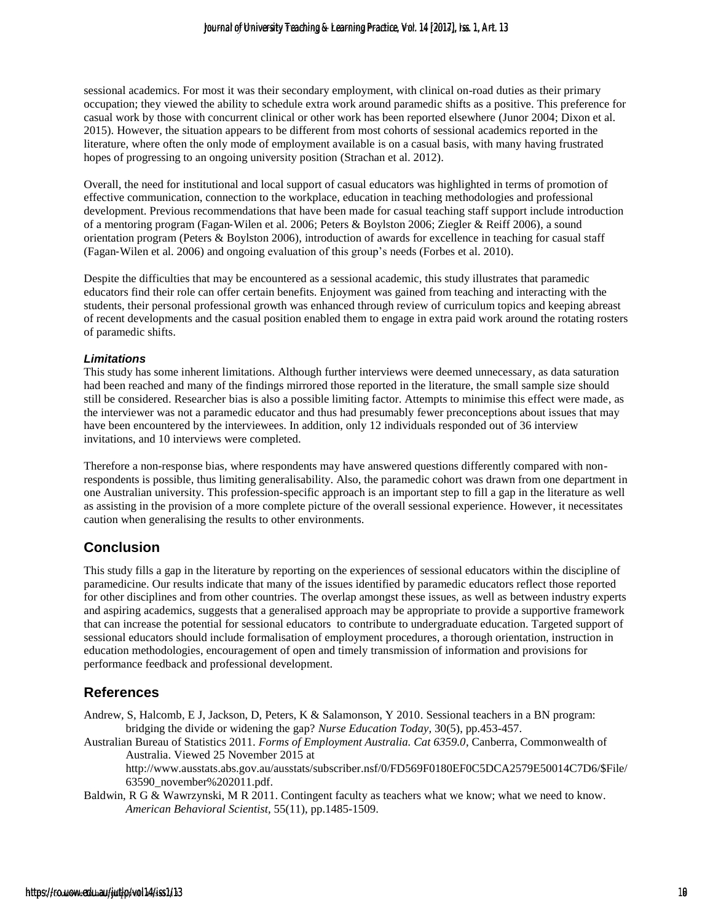sessional academics. For most it was their secondary employment, with clinical on-road duties as their primary occupation; they viewed the ability to schedule extra work around paramedic shifts as a positive. This preference for casual work by those with concurrent clinical or other work has been reported elsewhere (Junor 2004; Dixon et al. 2015). However, the situation appears to be different from most cohorts of sessional academics reported in the literature, where often the only mode of employment available is on a casual basis, with many having frustrated hopes of progressing to an ongoing university position (Strachan et al. 2012).

Overall, the need for institutional and local support of casual educators was highlighted in terms of promotion of effective communication, connection to the workplace, education in teaching methodologies and professional development. Previous recommendations that have been made for casual teaching staff support include introduction of a mentoring program (Fagan-Wilen et al. 2006; Peters & Boylston 2006; Ziegler & Reiff 2006), a sound orientation program (Peters & Boylston 2006), introduction of awards for excellence in teaching for casual staff (Fagan-Wilen et al. 2006) and ongoing evaluation of this group's needs (Forbes et al. 2010).

Despite the difficulties that may be encountered as a sessional academic, this study illustrates that paramedic educators find their role can offer certain benefits. Enjoyment was gained from teaching and interacting with the students, their personal professional growth was enhanced through review of curriculum topics and keeping abreast of recent developments and the casual position enabled them to engage in extra paid work around the rotating rosters of paramedic shifts.

### *Limitations*

This study has some inherent limitations. Although further interviews were deemed unnecessary, as data saturation had been reached and many of the findings mirrored those reported in the literature, the small sample size should still be considered. Researcher bias is also a possible limiting factor. Attempts to minimise this effect were made, as the interviewer was not a paramedic educator and thus had presumably fewer preconceptions about issues that may have been encountered by the interviewees. In addition, only 12 individuals responded out of 36 interview invitations, and 10 interviews were completed.

Therefore a non-response bias, where respondents may have answered questions differently compared with non-respondents is possible, thus limiting generalisability. Also, the paramedic cohort was drawn from one department in one Australian university. This profession-specific approach is an important step to fill a gap in the literature as well as assisting in the provision of a more complete picture of the overall sessional experience. However, it necessitates caution when generalising the results to other environments.

## Conclusion

This study fills a gap in the literature by reporting on the experiences of sessional educators within the discipline of paramedicine. Our results indicate that many of the issues identified by paramedic educators reflect those reported for other disciplines and from other countries. The overlap amongst these issues, as well as between industry experts and aspiring academics, suggests that a generalised approach may be appropriate to provide a supportive framework that can increase the potential for sessional educators to contribute to undergraduate education. Targeted support of sessional educators should include formalisation of employment procedures, a thorough orientation, instruction in education methodologies, encouragement of open and timely transmission of information and provisions for performance feedback and professional development.

## References

Andrew, S, Halcomb, E J, Jackson, D, Peters, K & Salamonson, Y 2010. Sessional teachers in a BN program: bridging the divide or widening the gap? *Nurse Education Today*, 30(5), pp.453-457.

Australian Bureau of Statistics 2011. *Forms of Employment Australia. Cat 6359.0*, Canberra, Commonwealth of Australia. Viewed 25 November 2015 at http://www.ausstats.abs.gov.au/ausstats/subscriber.nsf/0/FD569F0180EF0C5DCA2579E50014C7D6/$File/63590_november%202011.pdf.

Baldwin, R G & Wawrzynski, M R 2011. Contingent faculty as teachers what we know; what we need to know. *American Behavioral Scientist*, 55(11), pp.1485-1509.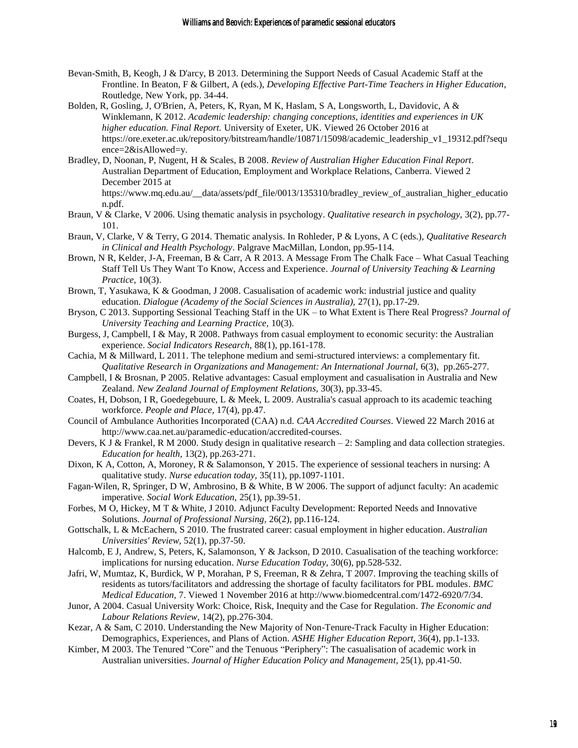Bevan-Smith, B, Keogh, J & D'arcy, B 2013. Determining the Support Needs of Casual Academic Staff at the Frontline. In Beaton, F & Gilbert, A (eds.), *Developing Effective Part-Time Teachers in Higher Education*, Routledge, New York, pp. 34-44.

Bolden, R, Gosling, J, O'Brien, A, Peters, K, Ryan, M K, Haslam, S A, Longsworth, L, Davidovic, A & Winklemann, K 2012. *Academic leadership: changing conceptions, identities and experiences in UK higher education. Final Report.* University of Exeter, UK. Viewed 26 October 2016 at https://ore.exeter.ac.uk/repository/bitstream/handle/10871/15098/academic_leadership_v1_19312.pdf?sequence=2&isAllowed=y.

Bradley, D, Noonan, P, Nugent, H & Scales, B 2008. *Review of Australian Higher Education Final Report*. Australian Department of Education, Employment and Workplace Relations, Canberra. Viewed 2 December 2015 at https://www.mq.edu.au/__data/assets/pdf_file/0013/135310/bradley_review_of_australian_higher_education.pdf.

Braun, V & Clarke, V 2006. Using thematic analysis in psychology. *Qualitative research in psychology*, 3(2), pp.77-101.

Braun, V, Clarke, V & Terry, G 2014. Thematic analysis. In Rohleder, P & Lyons, A C (eds.), *Qualitative Research in Clinical and Health Psychology*. Palgrave MacMillan, London, pp.95-114.

Brown, N R, Kelder, J-A, Freeman, B & Carr, A R 2013. A Message From The Chalk Face – What Casual Teaching Staff Tell Us They Want To Know, Access and Experience. *Journal of University Teaching & Learning Practice*, 10(3).

Brown, T, Yasukawa, K & Goodman, J 2008. Casualisation of academic work: industrial justice and quality education. *Dialogue (Academy of the Social Sciences in Australia)*, 27(1), pp.17-29.

Bryson, C 2013. Supporting Sessional Teaching Staff in the UK – to What Extent is There Real Progress? *Journal of University Teaching and Learning Practice*, 10(3).

Burgess, J, Campbell, I & May, R 2008. Pathways from casual employment to economic security: the Australian experience. *Social Indicators Research*, 88(1), pp.161-178.

Cachia, M & Millward, L 2011. The telephone medium and semi-structured interviews: a complementary fit. *Qualitative Research in Organizations and Management: An International Journal*, 6(3), pp.265-277.

Campbell, I & Brosnan, P 2005. Relative advantages: Casual employment and casualisation in Australia and New Zealand. *New Zealand Journal of Employment Relations*, 30(3), pp.33-45.

Coates, H, Dobson, I R, Goedegebuure, L & Meek, L 2009. Australia's casual approach to its academic teaching workforce. *People and Place*, 17(4), pp.47.

Council of Ambulance Authorities Incorporated (CAA) n.d. *CAA Accredited Courses*. Viewed 22 March 2016 at http://www.caa.net.au/paramedic-education/accredited-courses.

Devers, K J & Frankel, R M 2000. Study design in qualitative research – 2: Sampling and data collection strategies. *Education for health*, 13(2), pp.263-271.

Dixon, K A, Cotton, A, Moroney, R & Salamonson, Y 2015. The experience of sessional teachers in nursing: A qualitative study. *Nurse education today*, 35(11), pp.1097-1101.

Fagan-Wilen, R, Springer, D W, Ambrosino, B & White, B W 2006. The support of adjunct faculty: An academic imperative. *Social Work Education*, 25(1), pp.39-51.

Forbes, M O, Hickey, M T & White, J 2010. Adjunct Faculty Development: Reported Needs and Innovative Solutions. *Journal of Professional Nursing*, 26(2), pp.116-124.

Gottschalk, L & McEachern, S 2010. The frustrated career: casual employment in higher education. *Australian Universities' Review*, 52(1), pp.37-50.

Halcomb, E J, Andrew, S, Peters, K, Salamonson, Y & Jackson, D 2010. Casualisation of the teaching workforce: implications for nursing education. *Nurse Education Today*, 30(6), pp.528-532.

Jafri, W, Mumtaz, K, Burdick, W P, Morahan, P S, Freeman, R & Zehra, T 2007. Improving the teaching skills of residents as tutors/facilitators and addressing the shortage of faculty facilitators for PBL modules. *BMC Medical Education*, 7. Viewed 1 November 2016 at http://www.biomedcentral.com/1472-6920/7/34.

Junor, A 2004. Casual University Work: Choice, Risk, Inequity and the Case for Regulation. *The Economic and Labour Relations Review*, 14(2), pp.276-304.

Kezar, A & Sam, C 2010. Understanding the New Majority of Non-Tenure-Track Faculty in Higher Education: Demographics, Experiences, and Plans of Action. *ASHE Higher Education Report*, 36(4), pp.1-133.

Kimber, M 2003. The Tenured "Core" and the Tenuous "Periphery": The casualisation of academic work in Australian universities. *Journal of Higher Education Policy and Management*, 25(1), pp.41-50.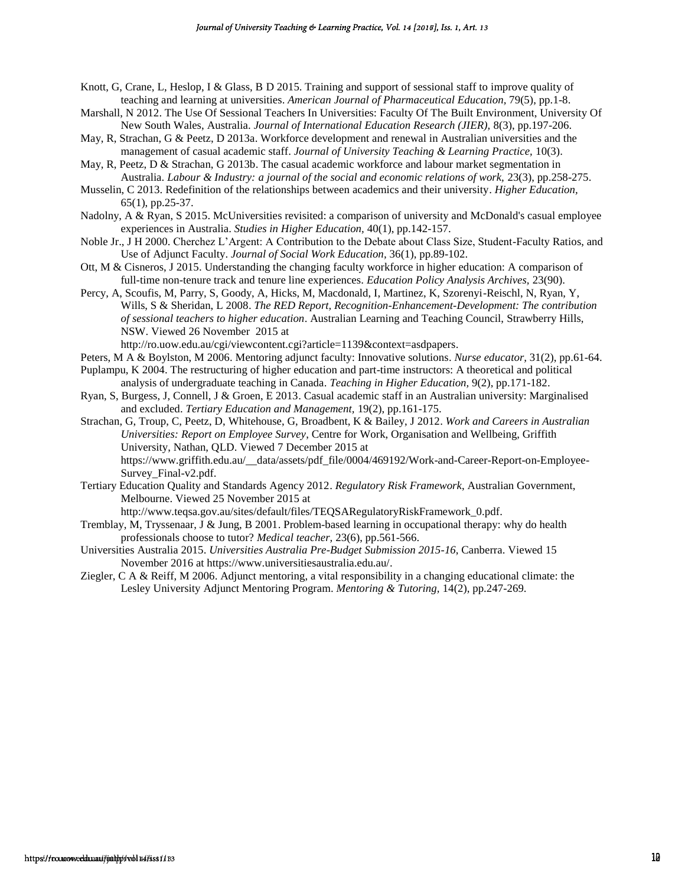Knott, G, Crane, L, Heslop, I & Glass, B D 2015. Training and support of sessional staff to improve quality of teaching and learning at universities. *American Journal of Pharmaceutical Education,* 79(5), pp.1-8.

Marshall, N 2012. The Use Of Sessional Teachers In Universities: Faculty Of The Built Environment, University Of New South Wales, Australia. *Journal of International Education Research (JIER),* 8(3), pp.197-206.

May, R, Strachan, G & Peetz, D 2013a. Workforce development and renewal in Australian universities and the management of casual academic staff. *Journal of University Teaching & Learning Practice,* 10(3).

May, R, Peetz, D & Strachan, G 2013b. The casual academic workforce and labour market segmentation in Australia. *Labour & Industry: a journal of the social and economic relations of work,* 23(3), pp.258-275.

Musselin, C 2013. Redefinition of the relationships between academics and their university. *Higher Education,* 65(1), pp.25-37.

Nadolny, A & Ryan, S 2015. McUniversities revisited: a comparison of university and McDonald's casual employee experiences in Australia. *Studies in Higher Education,* 40(1), pp.142-157.

Noble Jr., J H 2000. Cherchez L'Argent: A Contribution to the Debate about Class Size, Student-Faculty Ratios, and Use of Adjunct Faculty. *Journal of Social Work Education,* 36(1), pp.89-102.

Ott, M & Cisneros, J 2015. Understanding the changing faculty workforce in higher education: A comparison of full-time non-tenure track and tenure line experiences. *Education Policy Analysis Archives,* 23(90).

Percy, A, Scoufis, M, Parry, S, Goody, A, Hicks, M, Macdonald, I, Martinez, K, Szorenyi-Reischl, N, Ryan, Y, Wills, S & Sheridan, L 2008. *The RED Report, Recognition-Enhancement-Development: The contribution of sessional teachers to higher education*. Australian Learning and Teaching Council, Strawberry Hills, NSW. Viewed 26 November 2015 at http://ro.uow.edu.au/cgi/viewcontent.cgi?article=1139&context=asdpapers.

Peters, M A & Boylston, M 2006. Mentoring adjunct faculty: Innovative solutions. *Nurse educator,* 31(2), pp.61-64.

Puplampu, K 2004. The restructuring of higher education and part-time instructors: A theoretical and political analysis of undergraduate teaching in Canada. *Teaching in Higher Education,* 9(2), pp.171-182.

Ryan, S, Burgess, J, Connell, J & Groen, E 2013. Casual academic staff in an Australian university: Marginalised and excluded. *Tertiary Education and Management,* 19(2), pp.161-175.

Strachan, G, Troup, C, Peetz, D, Whitehouse, G, Broadbent, K & Bailey, J 2012. *Work and Careers in Australian Universities: Report on Employee Survey*, Centre for Work, Organisation and Wellbeing, Griffith University, Nathan, QLD. Viewed 7 December 2015 at https://www.griffith.edu.au/__data/assets/pdf_file/0004/469192/Work-and-Career-Report-on-Employee-Survey_Final-v2.pdf.

Tertiary Education Quality and Standards Agency 2012. *Regulatory Risk Framework*, Australian Government, Melbourne. Viewed 25 November 2015 at http://www.teqsa.gov.au/sites/default/files/TEQSARegulatoryRiskFramework_0.pdf.

Tremblay, M, Tryssenaar, J & Jung, B 2001. Problem-based learning in occupational therapy: why do health professionals choose to tutor? *Medical teacher,* 23(6), pp.561-566.

Universities Australia 2015. *Universities Australia Pre-Budget Submission 2015-16*, Canberra. Viewed 15 November 2016 at https://www.universitiesaustralia.edu.au/.

Ziegler, C A & Reiff, M 2006. Adjunct mentoring, a vital responsibility in a changing educational climate: the Lesley University Adjunct Mentoring Program. *Mentoring & Tutoring,* 14(2), pp.247-269.